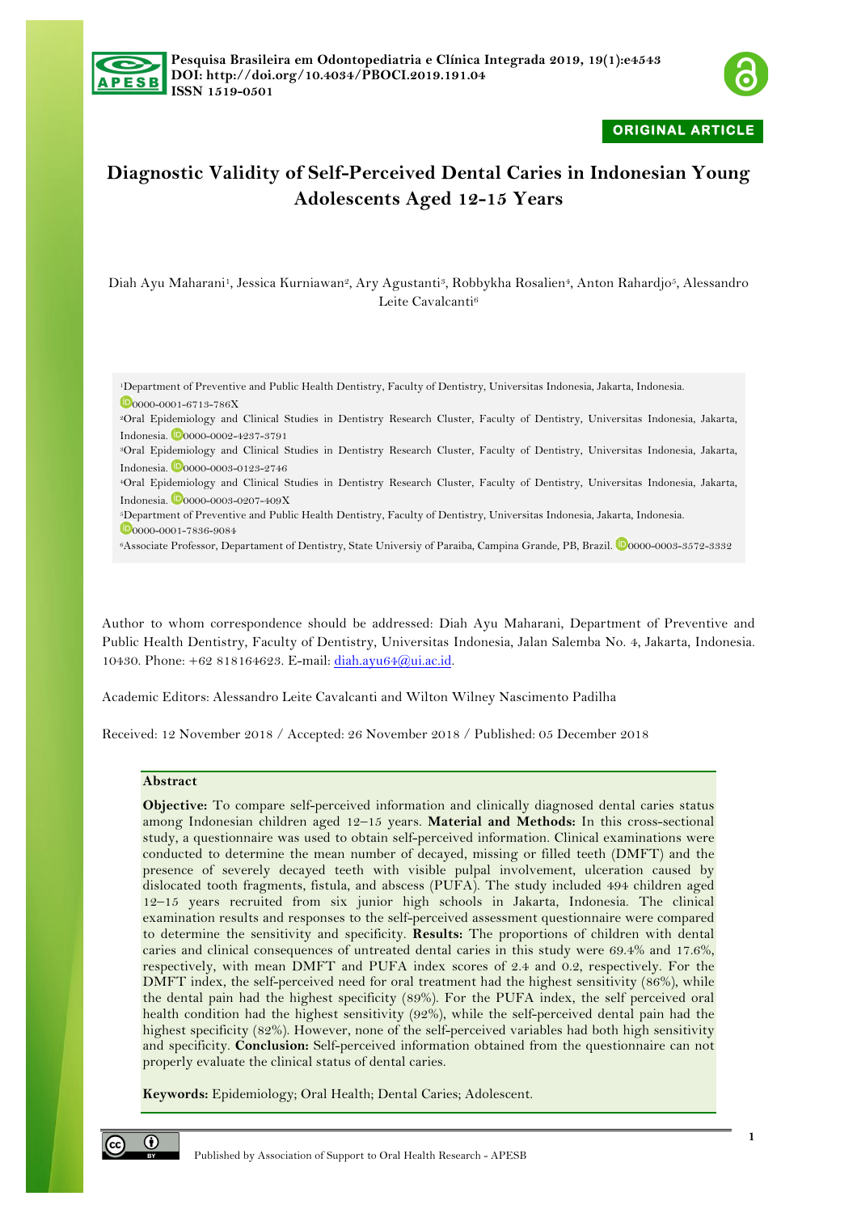Pesquisa Brasileira em Odontopediatria e Clínica Integrada 2019, 19(1):e4543
DOI: http://doi.org/10.4034/PBOCI.2019.191.04
ISSN 1519-0501

ORIGINAL ARTICLE

# Diagnostic Validity of Self-Perceived Dental Caries in Indonesian Young Adolescents Aged 12-15 Years

Diah Ayu Maharani[1], Jessica Kurniawan[2], Ary Agustanti[3], Robbykha Rosalien[4], Anton Rahardjo[5], Alessandro Leite Cavalcanti[6]

[1]Department of Preventive and Public Health Dentistry, Faculty of Dentistry, Universitas Indonesia, Jakarta, Indonesia. 0000-0001-6713-786X
[2]Oral Epidemiology and Clinical Studies in Dentistry Research Cluster, Faculty of Dentistry, Universitas Indonesia, Jakarta, Indonesia. 0000-0002-4237-3791
[3]Oral Epidemiology and Clinical Studies in Dentistry Research Cluster, Faculty of Dentistry, Universitas Indonesia, Jakarta, Indonesia. 0000-0003-0123-2746
[4]Oral Epidemiology and Clinical Studies in Dentistry Research Cluster, Faculty of Dentistry, Universitas Indonesia, Jakarta, Indonesia. 0000-0003-0207-409X
[5]Department of Preventive and Public Health Dentistry, Faculty of Dentistry, Universitas Indonesia, Jakarta, Indonesia. 0000-0001-7836-9084
[6]Associate Professor, Departament of Dentistry, State Universiy of Paraiba, Campina Grande, PB, Brazil. 0000-0003-3572-3332

Author to whom correspondence should be addressed: Diah Ayu Maharani, Department of Preventive and Public Health Dentistry, Faculty of Dentistry, Universitas Indonesia, Jalan Salemba No. 4, Jakarta, Indonesia. 10430. Phone: +62 818164623. E-mail: diah.ayu64@ui.ac.id.

Academic Editors: Alessandro Leite Cavalcanti and Wilton Wilney Nascimento Padilha

Received: 12 November 2018 / Accepted: 26 November 2018 / Published: 05 December 2018

## Abstract

**Objective:** To compare self-perceived information and clinically diagnosed dental caries status among Indonesian children aged 12–15 years. **Material and Methods:** In this cross-sectional study, a questionnaire was used to obtain self-perceived information. Clinical examinations were conducted to determine the mean number of decayed, missing or filled teeth (DMFT) and the presence of severely decayed teeth with visible pulpal involvement, ulceration caused by dislocated tooth fragments, fistula, and abscess (PUFA). The study included 494 children aged 12–15 years recruited from six junior high schools in Jakarta, Indonesia. The clinical examination results and responses to the self-perceived assessment questionnaire were compared to determine the sensitivity and specificity. **Results:** The proportions of children with dental caries and clinical consequences of untreated dental caries in this study were 69.4% and 17.6%, respectively, with mean DMFT and PUFA index scores of 2.4 and 0.2, respectively. For the DMFT index, the self-perceived need for oral treatment had the highest sensitivity (86%), while the dental pain had the highest specificity (89%). For the PUFA index, the self perceived oral health condition had the highest sensitivity (92%), while the self-perceived dental pain had the highest specificity (82%). However, none of the self-perceived variables had both high sensitivity and specificity. **Conclusion:** Self-perceived information obtained from the questionnaire can not properly evaluate the clinical status of dental caries.

**Keywords:** Epidemiology; Oral Health; Dental Caries; Adolescent.

Published by Association of Support to Oral Health Research - APESB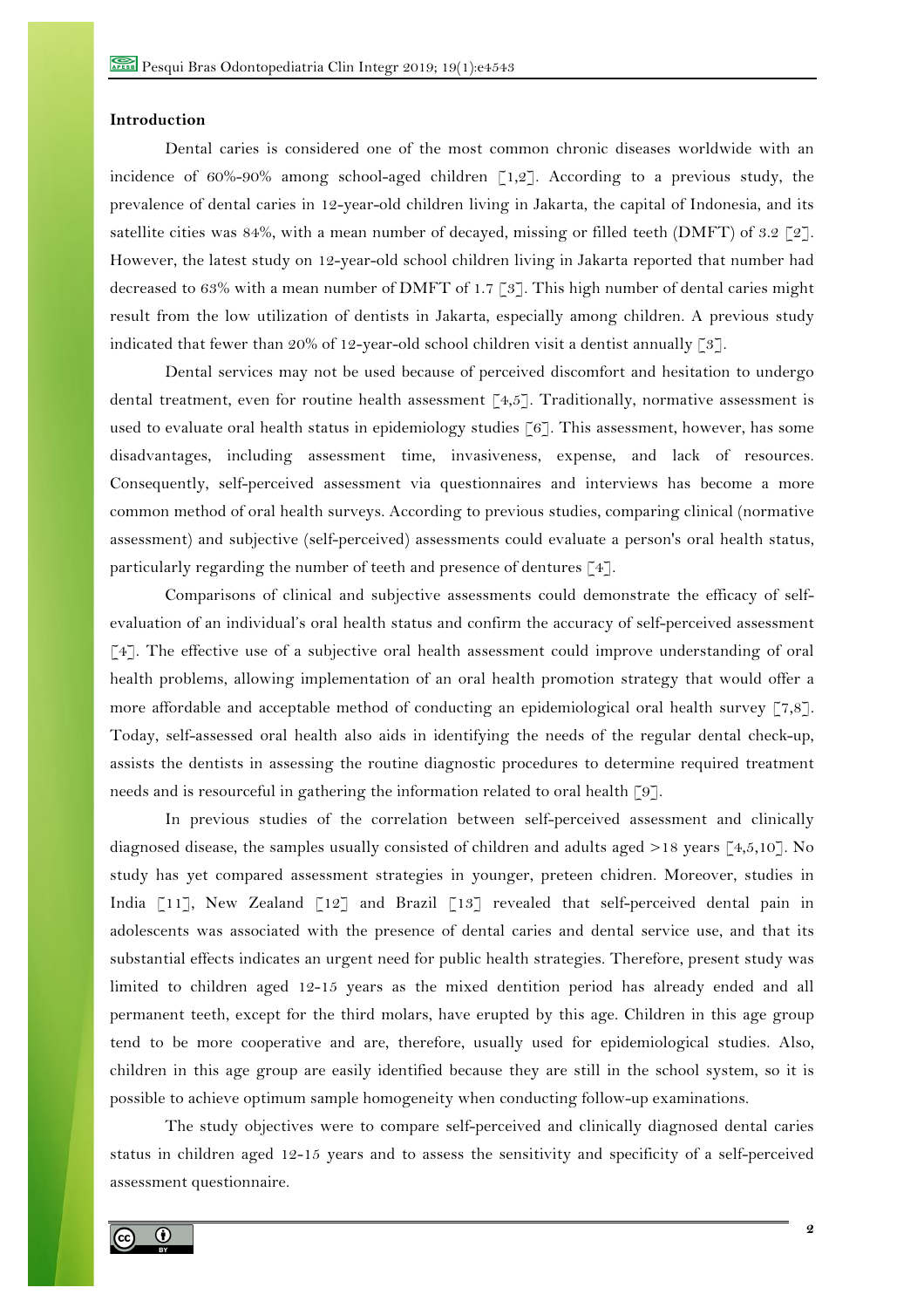## Introduction

Dental caries is considered one of the most common chronic diseases worldwide with an incidence of 60%-90% among school-aged children [1,2]. According to a previous study, the prevalence of dental caries in 12-year-old children living in Jakarta, the capital of Indonesia, and its satellite cities was 84%, with a mean number of decayed, missing or filled teeth (DMFT) of 3.2 [2]. However, the latest study on 12-year-old school children living in Jakarta reported that number had decreased to 63% with a mean number of DMFT of 1.7 [3]. This high number of dental caries might result from the low utilization of dentists in Jakarta, especially among children. A previous study indicated that fewer than 20% of 12-year-old school children visit a dentist annually [3].

Dental services may not be used because of perceived discomfort and hesitation to undergo dental treatment, even for routine health assessment [4,5]. Traditionally, normative assessment is used to evaluate oral health status in epidemiology studies [6]. This assessment, however, has some disadvantages, including assessment time, invasiveness, expense, and lack of resources. Consequently, self-perceived assessment via questionnaires and interviews has become a more common method of oral health surveys. According to previous studies, comparing clinical (normative assessment) and subjective (self-perceived) assessments could evaluate a person's oral health status, particularly regarding the number of teeth and presence of dentures [4].

Comparisons of clinical and subjective assessments could demonstrate the efficacy of self-evaluation of an individual's oral health status and confirm the accuracy of self-perceived assessment [4]. The effective use of a subjective oral health assessment could improve understanding of oral health problems, allowing implementation of an oral health promotion strategy that would offer a more affordable and acceptable method of conducting an epidemiological oral health survey [7,8]. Today, self-assessed oral health also aids in identifying the needs of the regular dental check-up, assists the dentists in assessing the routine diagnostic procedures to determine required treatment needs and is resourceful in gathering the information related to oral health [9].

In previous studies of the correlation between self-perceived assessment and clinically diagnosed disease, the samples usually consisted of children and adults aged >18 years [4,5,10]. No study has yet compared assessment strategies in younger, preteen chidren. Moreover, studies in India [11], New Zealand [12] and Brazil [13] revealed that self-perceived dental pain in adolescents was associated with the presence of dental caries and dental service use, and that its substantial effects indicates an urgent need for public health strategies. Therefore, present study was limited to children aged 12-15 years as the mixed dentition period has already ended and all permanent teeth, except for the third molars, have erupted by this age. Children in this age group tend to be more cooperative and are, therefore, usually used for epidemiological studies. Also, children in this age group are easily identified because they are still in the school system, so it is possible to achieve optimum sample homogeneity when conducting follow-up examinations.

The study objectives were to compare self-perceived and clinically diagnosed dental caries status in children aged 12-15 years and to assess the sensitivity and specificity of a self-perceived assessment questionnaire.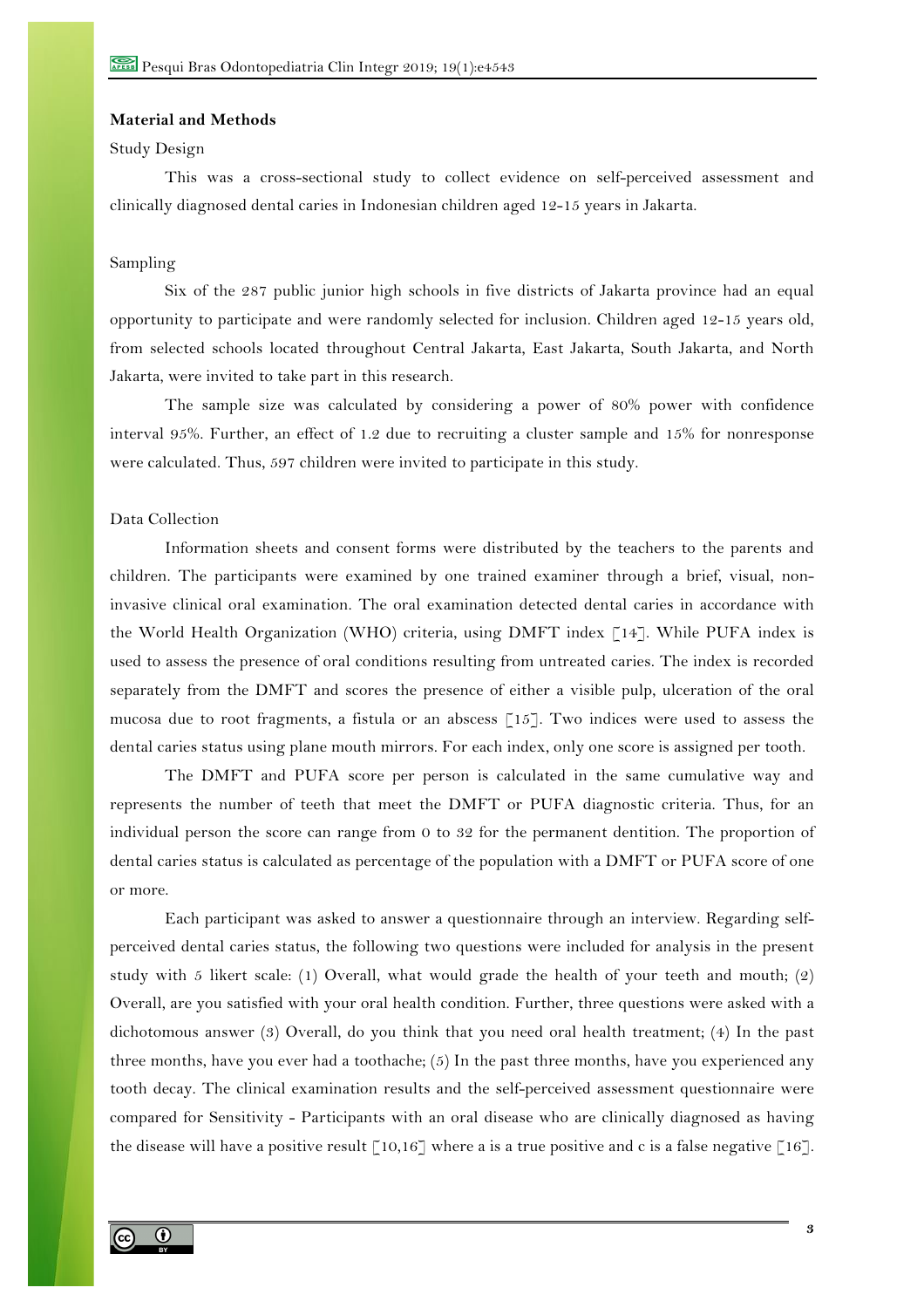## Material and Methods

### Study Design

This was a cross-sectional study to collect evidence on self-perceived assessment and clinically diagnosed dental caries in Indonesian children aged 12-15 years in Jakarta.

### Sampling

Six of the 287 public junior high schools in five districts of Jakarta province had an equal opportunity to participate and were randomly selected for inclusion. Children aged 12-15 years old, from selected schools located throughout Central Jakarta, East Jakarta, South Jakarta, and North Jakarta, were invited to take part in this research.

The sample size was calculated by considering a power of 80% power with confidence interval 95%. Further, an effect of 1.2 due to recruiting a cluster sample and 15% for nonresponse were calculated. Thus, 597 children were invited to participate in this study.

### Data Collection

Information sheets and consent forms were distributed by the teachers to the parents and children. The participants were examined by one trained examiner through a brief, visual, non-invasive clinical oral examination. The oral examination detected dental caries in accordance with the World Health Organization (WHO) criteria, using DMFT index [14]. While PUFA index is used to assess the presence of oral conditions resulting from untreated caries. The index is recorded separately from the DMFT and scores the presence of either a visible pulp, ulceration of the oral mucosa due to root fragments, a fistula or an abscess [15]. Two indices were used to assess the dental caries status using plane mouth mirrors. For each index, only one score is assigned per tooth.

The DMFT and PUFA score per person is calculated in the same cumulative way and represents the number of teeth that meet the DMFT or PUFA diagnostic criteria. Thus, for an individual person the score can range from 0 to 32 for the permanent dentition. The proportion of dental caries status is calculated as percentage of the population with a DMFT or PUFA score of one or more.

Each participant was asked to answer a questionnaire through an interview. Regarding self-perceived dental caries status, the following two questions were included for analysis in the present study with 5 likert scale: (1) Overall, what would grade the health of your teeth and mouth; (2) Overall, are you satisfied with your oral health condition. Further, three questions were asked with a dichotomous answer (3) Overall, do you think that you need oral health treatment; (4) In the past three months, have you ever had a toothache; (5) In the past three months, have you experienced any tooth decay. The clinical examination results and the self-perceived assessment questionnaire were compared for Sensitivity - Participants with an oral disease who are clinically diagnosed as having the disease will have a positive result [10,16] where a is a true positive and c is a false negative [16].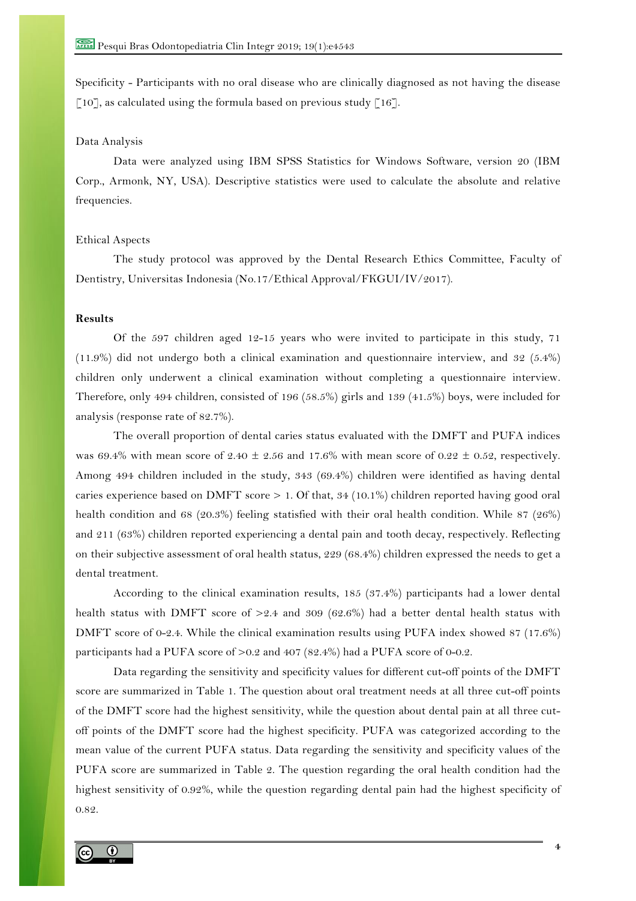Specificity - Participants with no oral disease who are clinically diagnosed as not having the disease [10], as calculated using the formula based on previous study [16].

### Data Analysis

Data were analyzed using IBM SPSS Statistics for Windows Software, version 20 (IBM Corp., Armonk, NY, USA). Descriptive statistics were used to calculate the absolute and relative frequencies.

### Ethical Aspects

The study protocol was approved by the Dental Research Ethics Committee, Faculty of Dentistry, Universitas Indonesia (No.17/Ethical Approval/FKGUI/IV/2017).

## Results

Of the 597 children aged 12-15 years who were invited to participate in this study, 71 (11.9%) did not undergo both a clinical examination and questionnaire interview, and 32 (5.4%) children only underwent a clinical examination without completing a questionnaire interview. Therefore, only 494 children, consisted of 196 (58.5%) girls and 139 (41.5%) boys, were included for analysis (response rate of 82.7%).

The overall proportion of dental caries status evaluated with the DMFT and PUFA indices was 69.4% with mean score of 2.40 ± 2.56 and 17.6% with mean score of 0.22 ± 0.52, respectively. Among 494 children included in the study, 343 (69.4%) children were identified as having dental caries experience based on DMFT score > 1. Of that, 34 (10.1%) children reported having good oral health condition and 68 (20.3%) feeling satisfied with their oral health condition. While 87 (26%) and 211 (63%) children reported experiencing a dental pain and tooth decay, respectively. Reflecting on their subjective assessment of oral health status, 229 (68.4%) children expressed the needs to get a dental treatment.

According to the clinical examination results, 185 (37.4%) participants had a lower dental health status with DMFT score of >2.4 and 309 (62.6%) had a better dental health status with DMFT score of 0-2.4. While the clinical examination results using PUFA index showed 87 (17.6%) participants had a PUFA score of >0.2 and 407 (82.4%) had a PUFA score of 0-0.2.

Data regarding the sensitivity and specificity values for different cut-off points of the DMFT score are summarized in Table 1. The question about oral treatment needs at all three cut-off points of the DMFT score had the highest sensitivity, while the question about dental pain at all three cut-off points of the DMFT score had the highest specificity. PUFA was categorized according to the mean value of the current PUFA status. Data regarding the sensitivity and specificity values of the PUFA score are summarized in Table 2. The question regarding the oral health condition had the highest sensitivity of 0.92%, while the question regarding dental pain had the highest specificity of 0.82.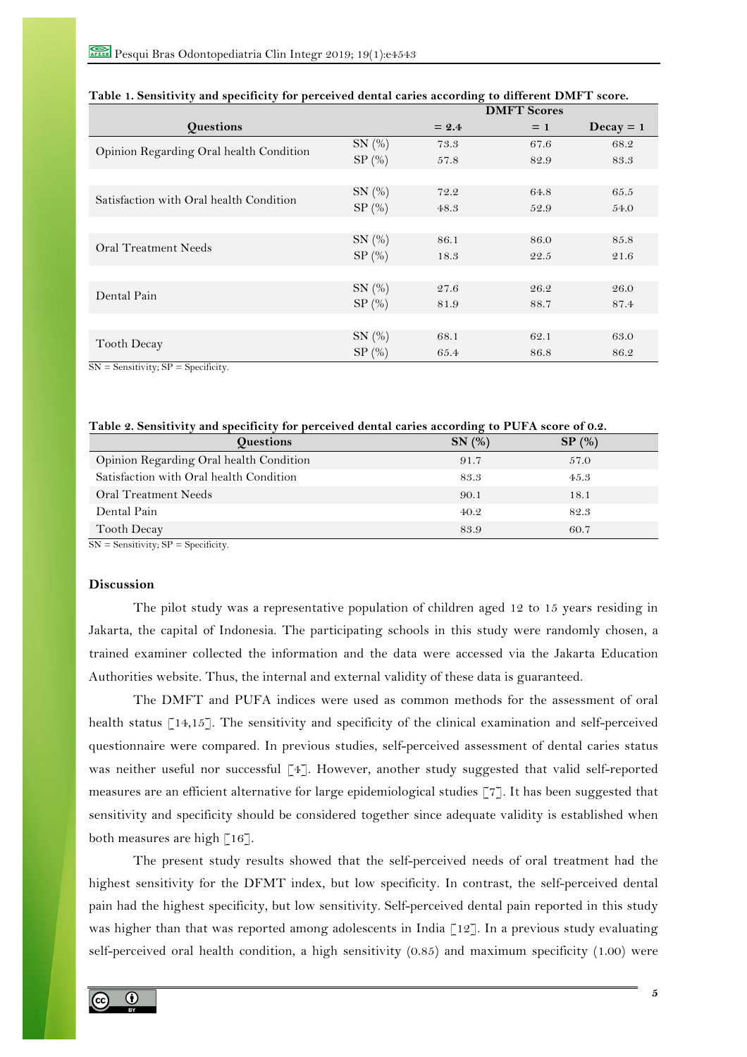**Table 1. Sensitivity and specificity for perceived dental caries according to different DMFT score.**

| Questions | | DMFT Scores | | |
|---|---|---|---|---|
| | | = 2.4 | = 1 | Decay = 1 |
| Opinion Regarding Oral health Condition | SN (%) | 73.3 | 67.6 | 68.2 |
| | SP (%) | 57.8 | 82.9 | 83.3 |
| Satisfaction with Oral health Condition | SN (%) | 72.2 | 64.8 | 65.5 |
| | SP (%) | 48.3 | 52.9 | 54.0 |
| Oral Treatment Needs | SN (%) | 86.1 | 86.0 | 85.8 |
| | SP (%) | 18.3 | 22.5 | 21.6 |
| Dental Pain | SN (%) | 27.6 | 26.2 | 26.0 |
| | SP (%) | 81.9 | 88.7 | 87.4 |
| Tooth Decay | SN (%) | 68.1 | 62.1 | 63.0 |
| | SP (%) | 65.4 | 86.8 | 86.2 |

SN = Sensitivity; SP = Specificity.

**Table 2. Sensitivity and specificity for perceived dental caries according to PUFA score of 0.2.**

| Questions | SN (%) | SP (%) |
|---|---|---|
| Opinion Regarding Oral health Condition | 91.7 | 57.0 |
| Satisfaction with Oral health Condition | 83.3 | 45.3 |
| Oral Treatment Needs | 90.1 | 18.1 |
| Dental Pain | 40.2 | 82.3 |
| Tooth Decay | 83.9 | 60.7 |

SN = Sensitivity; SP = Specificity.

## Discussion

The pilot study was a representative population of children aged 12 to 15 years residing in Jakarta, the capital of Indonesia. The participating schools in this study were randomly chosen, a trained examiner collected the information and the data were accessed via the Jakarta Education Authorities website. Thus, the internal and external validity of these data is guaranteed.

The DMFT and PUFA indices were used as common methods for the assessment of oral health status [14,15]. The sensitivity and specificity of the clinical examination and self-perceived questionnaire were compared. In previous studies, self-perceived assessment of dental caries status was neither useful nor successful [4]. However, another study suggested that valid self-reported measures are an efficient alternative for large epidemiological studies [7]. It has been suggested that sensitivity and specificity should be considered together since adequate validity is established when both measures are high [16].

The present study results showed that the self-perceived needs of oral treatment had the highest sensitivity for the DFMT index, but low specificity. In contrast, the self-perceived dental pain had the highest specificity, but low sensitivity. Self-perceived dental pain reported in this study was higher than that was reported among adolescents in India [12]. In a previous study evaluating self-perceived oral health condition, a high sensitivity (0.85) and maximum specificity (1.00) were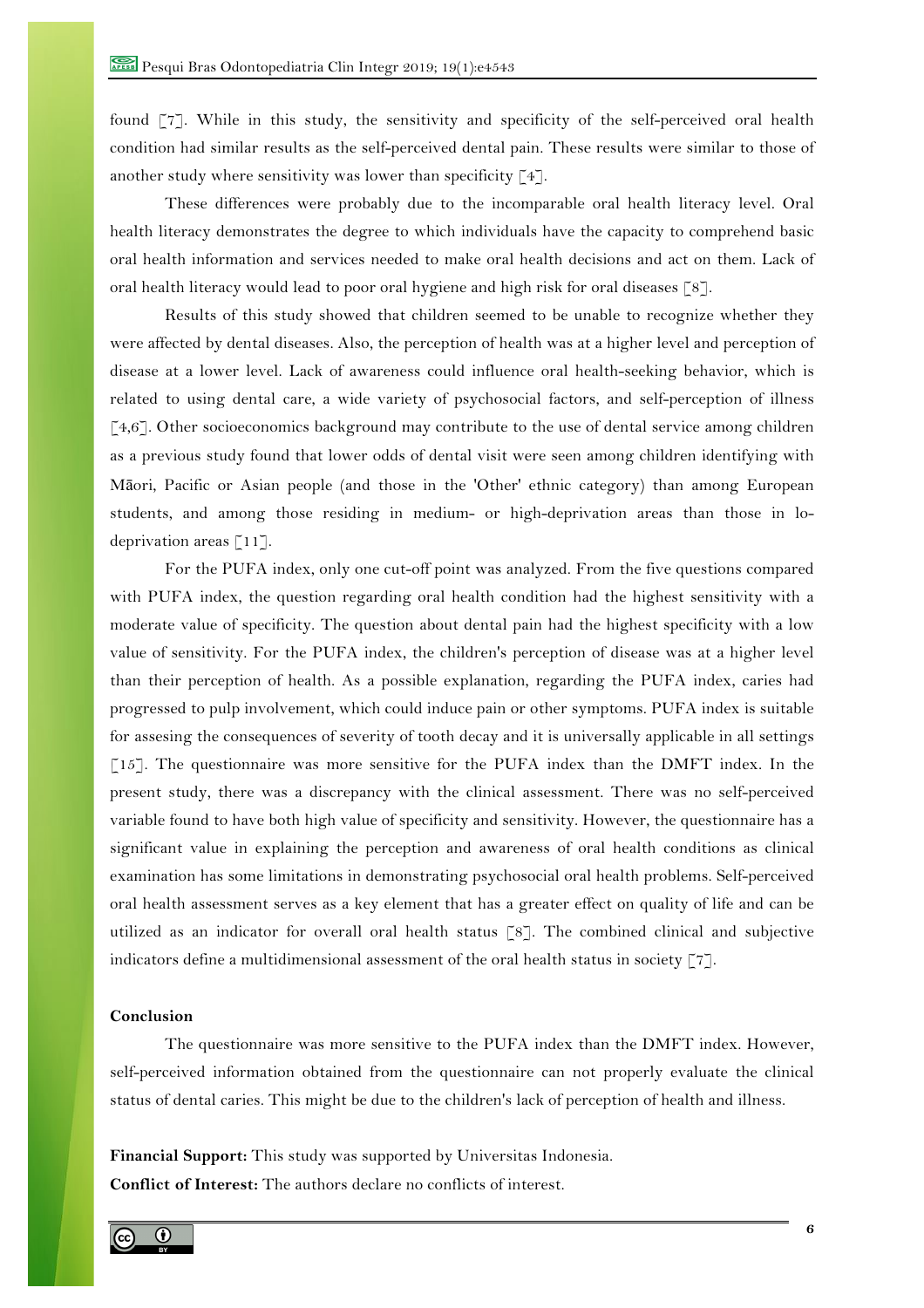found [7]. While in this study, the sensitivity and specificity of the self-perceived oral health condition had similar results as the self-perceived dental pain. These results were similar to those of another study where sensitivity was lower than specificity [4].

These differences were probably due to the incomparable oral health literacy level. Oral health literacy demonstrates the degree to which individuals have the capacity to comprehend basic oral health information and services needed to make oral health decisions and act on them. Lack of oral health literacy would lead to poor oral hygiene and high risk for oral diseases [8].

Results of this study showed that children seemed to be unable to recognize whether they were affected by dental diseases. Also, the perception of health was at a higher level and perception of disease at a lower level. Lack of awareness could influence oral health-seeking behavior, which is related to using dental care, a wide variety of psychosocial factors, and self-perception of illness [4,6]. Other socioeconomics background may contribute to the use of dental service among children as a previous study found that lower odds of dental visit were seen among children identifying with Māori, Pacific or Asian people (and those in the 'Other' ethnic category) than among European students, and among those residing in medium- or high-deprivation areas than those in lo-deprivation areas [11].

For the PUFA index, only one cut-off point was analyzed. From the five questions compared with PUFA index, the question regarding oral health condition had the highest sensitivity with a moderate value of specificity. The question about dental pain had the highest specificity with a low value of sensitivity. For the PUFA index, the children's perception of disease was at a higher level than their perception of health. As a possible explanation, regarding the PUFA index, caries had progressed to pulp involvement, which could induce pain or other symptoms. PUFA index is suitable for assesing the consequences of severity of tooth decay and it is universally applicable in all settings [15]. The questionnaire was more sensitive for the PUFA index than the DMFT index. In the present study, there was a discrepancy with the clinical assessment. There was no self-perceived variable found to have both high value of specificity and sensitivity. However, the questionnaire has a significant value in explaining the perception and awareness of oral health conditions as clinical examination has some limitations in demonstrating psychosocial oral health problems. Self-perceived oral health assessment serves as a key element that has a greater effect on quality of life and can be utilized as an indicator for overall oral health status [8]. The combined clinical and subjective indicators define a multidimensional assessment of the oral health status in society [7].

## Conclusion

The questionnaire was more sensitive to the PUFA index than the DMFT index. However, self-perceived information obtained from the questionnaire can not properly evaluate the clinical status of dental caries. This might be due to the children's lack of perception of health and illness.

**Financial Support:** This study was supported by Universitas Indonesia.

**Conflict of Interest:** The authors declare no conflicts of interest.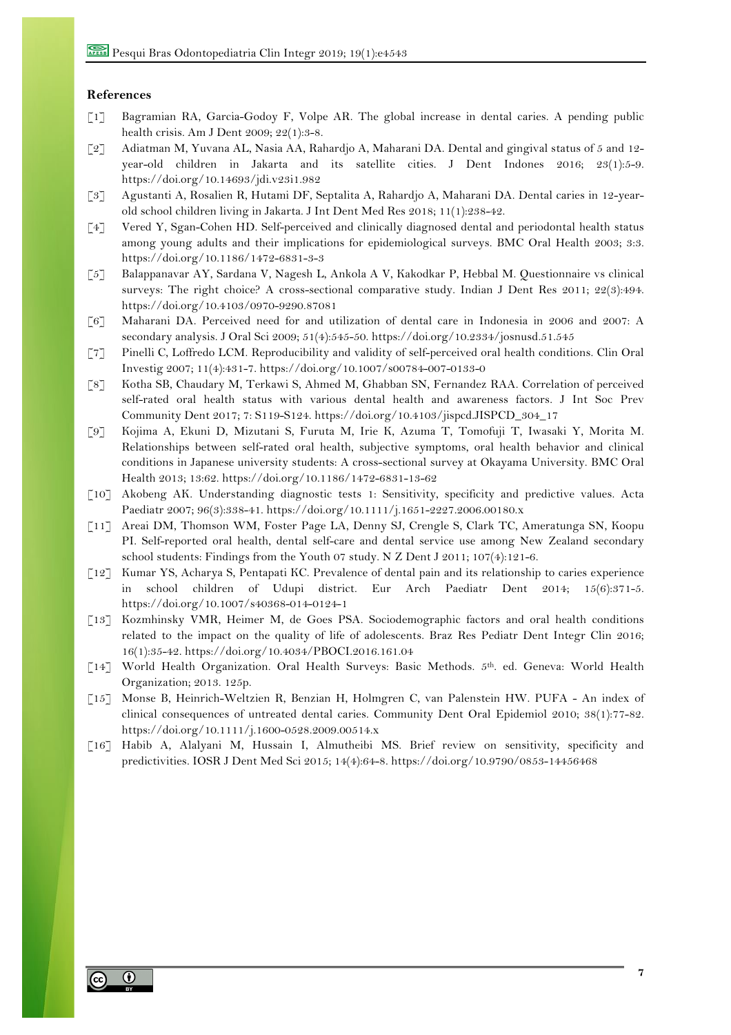## References

[1] Bagramian RA, Garcia-Godoy F, Volpe AR. The global increase in dental caries. A pending public health crisis. Am J Dent 2009; 22(1):3-8.

[2] Adiatman M, Yuvana AL, Nasia AA, Rahardjo A, Maharani DA. Dental and gingival status of 5 and 12-year-old children in Jakarta and its satellite cities. J Dent Indones 2016; 23(1):5-9. https://doi.org/10.14693/jdi.v23i1.982

[3] Agustanti A, Rosalien R, Hutami DF, Septalita A, Rahardjo A, Maharani DA. Dental caries in 12-year-old school children living in Jakarta. J Int Dent Med Res 2018; 11(1):238-42.

[4] Vered Y, Sgan-Cohen HD. Self-perceived and clinically diagnosed dental and periodontal health status among young adults and their implications for epidemiological surveys. BMC Oral Health 2003; 3:3. https://doi.org/10.1186/1472-6831-3-3

[5] Balappanavar AY, Sardana V, Nagesh L, Ankola A V, Kakodkar P, Hebbal M. Questionnaire vs clinical surveys: The right choice? A cross-sectional comparative study. Indian J Dent Res 2011; 22(3):494. https://doi.org/10.4103/0970-9290.87081

[6] Maharani DA. Perceived need for and utilization of dental care in Indonesia in 2006 and 2007: A secondary analysis. J Oral Sci 2009; 51(4):545-50. https://doi.org/10.2334/josnusd.51.545

[7] Pinelli C, Loffredo LCM. Reproducibility and validity of self-perceived oral health conditions. Clin Oral Investig 2007; 11(4):431-7. https://doi.org/10.1007/s00784-007-0133-0

[8] Kotha SB, Chaudary M, Terkawi S, Ahmed M, Ghabban SN, Fernandez RAA. Correlation of perceived self-rated oral health status with various dental health and awareness factors. J Int Soc Prev Community Dent 2017; 7: S119-S124. https://doi.org/10.4103/jispcd.JISPCD_304_17

[9] Kojima A, Ekuni D, Mizutani S, Furuta M, Irie K, Azuma T, Tomofuji T, Iwasaki Y, Morita M. Relationships between self-rated oral health, subjective symptoms, oral health behavior and clinical conditions in Japanese university students: A cross-sectional survey at Okayama University. BMC Oral Health 2013; 13:62. https://doi.org/10.1186/1472-6831-13-62

[10] Akobeng AK. Understanding diagnostic tests 1: Sensitivity, specificity and predictive values. Acta Paediatr 2007; 96(3):338-41. https://doi.org/10.1111/j.1651-2227.2006.00180.x

[11] Areai DM, Thomson WM, Foster Page LA, Denny SJ, Crengle S, Clark TC, Ameratunga SN, Koopu PI. Self-reported oral health, dental self-care and dental service use among New Zealand secondary school students: Findings from the Youth 07 study. N Z Dent J 2011; 107(4):121-6.

[12] Kumar YS, Acharya S, Pentapati KC. Prevalence of dental pain and its relationship to caries experience in school children of Udupi district. Eur Arch Paediatr Dent 2014; 15(6):371-5. https://doi.org/10.1007/s40368-014-0124-1

[13] Kozmhinsky VMR, Heimer M, de Goes PSA. Sociodemographic factors and oral health conditions related to the impact on the quality of life of adolescents. Braz Res Pediatr Dent Integr Clin 2016; 16(1):35-42. https://doi.org/10.4034/PBOCI.2016.161.04

[14] World Health Organization. Oral Health Surveys: Basic Methods. 5th. ed. Geneva: World Health Organization; 2013. 125p.

[15] Monse B, Heinrich-Weltzien R, Benzian H, Holmgren C, van Palenstein HW. PUFA - An index of clinical consequences of untreated dental caries. Community Dent Oral Epidemiol 2010; 38(1):77-82. https://doi.org/10.1111/j.1600-0528.2009.00514.x

[16] Habib A, Alalyani M, Hussain I, Almutheibi MS. Brief review on sensitivity, specificity and predictivities. IOSR J Dent Med Sci 2015; 14(4):64-8. https://doi.org/10.9790/0853-14456468